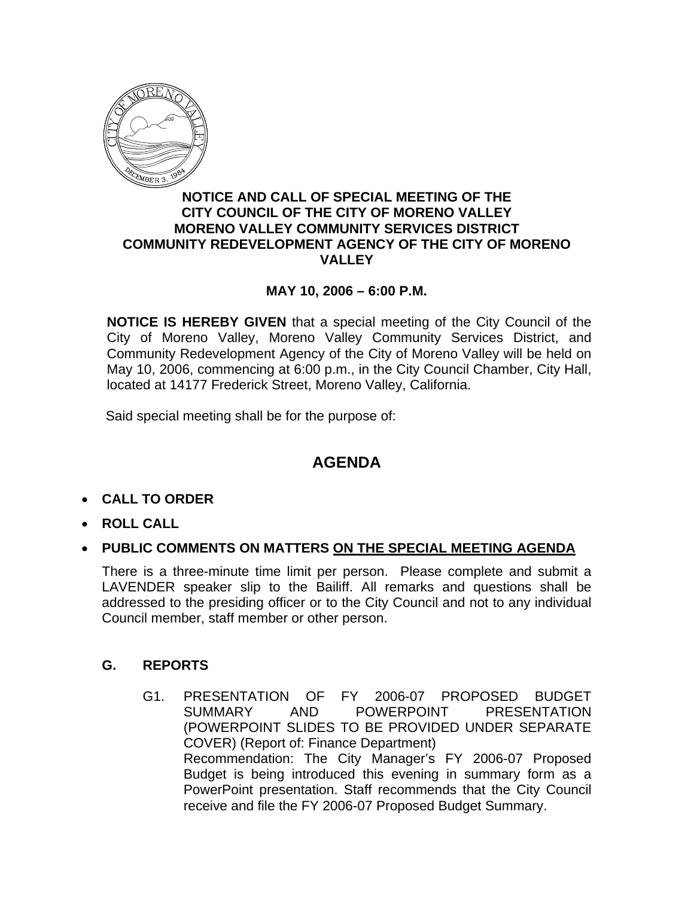# NOTICE AND CALL OF SPECIAL MEETING OF THE CITY COUNCIL OF THE CITY OF MORENO VALLEY MORENO VALLEY COMMUNITY SERVICES DISTRICT COMMUNITY REDEVELOPMENT AGENCY OF THE CITY OF MORENO VALLEY

**MAY 10, 2006 – 6:00 P.M.**

**NOTICE IS HEREBY GIVEN** that a special meeting of the City Council of the City of Moreno Valley, Moreno Valley Community Services District, and Community Redevelopment Agency of the City of Moreno Valley will be held on May 10, 2006, commencing at 6:00 p.m., in the City Council Chamber, City Hall, located at 14177 Frederick Street, Moreno Valley, California.

Said special meeting shall be for the purpose of:

## AGENDA

- **CALL TO ORDER**
- **ROLL CALL**
- **PUBLIC COMMENTS ON MATTERS <u>ON THE SPECIAL MEETING AGENDA</u>**

There is a three-minute time limit per person. Please complete and submit a LAVENDER speaker slip to the Bailiff. All remarks and questions shall be addressed to the presiding officer or to the City Council and not to any individual Council member, staff member or other person.

### G. REPORTS

G1. PRESENTATION OF FY 2006-07 PROPOSED BUDGET SUMMARY AND POWERPOINT PRESENTATION (POWERPOINT SLIDES TO BE PROVIDED UNDER SEPARATE COVER) (Report of: Finance Department)
Recommendation: The City Manager's FY 2006-07 Proposed Budget is being introduced this evening in summary form as a PowerPoint presentation. Staff recommends that the City Council receive and file the FY 2006-07 Proposed Budget Summary.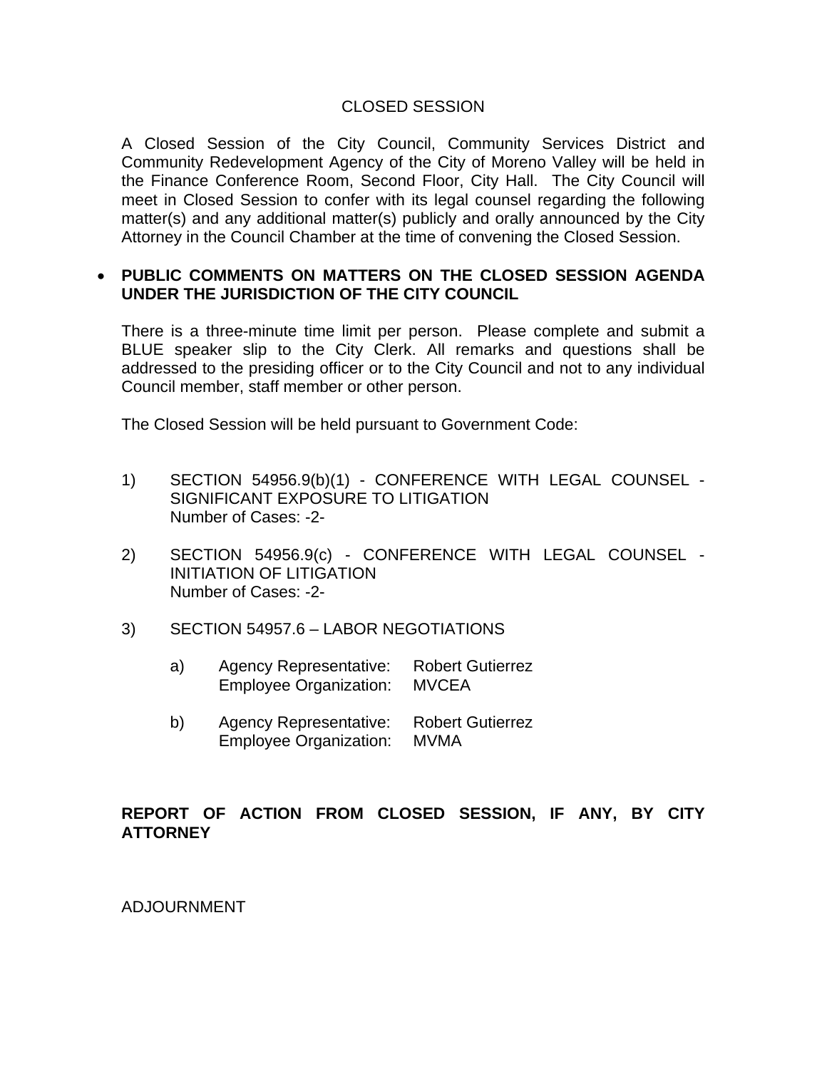# CLOSED SESSION

A Closed Session of the City Council, Community Services District and Community Redevelopment Agency of the City of Moreno Valley will be held in the Finance Conference Room, Second Floor, City Hall. The City Council will meet in Closed Session to confer with its legal counsel regarding the following matter(s) and any additional matter(s) publicly and orally announced by the City Attorney in the Council Chamber at the time of convening the Closed Session.

- **PUBLIC COMMENTS ON MATTERS ON THE CLOSED SESSION AGENDA UNDER THE JURISDICTION OF THE CITY COUNCIL**

  There is a three-minute time limit per person. Please complete and submit a BLUE speaker slip to the City Clerk. All remarks and questions shall be addressed to the presiding officer or to the City Council and not to any individual Council member, staff member or other person.

  The Closed Session will be held pursuant to Government Code:

1) SECTION 54956.9(b)(1) - CONFERENCE WITH LEGAL COUNSEL - SIGNIFICANT EXPOSURE TO LITIGATION
   Number of Cases: -2-

2) SECTION 54956.9(c) - CONFERENCE WITH LEGAL COUNSEL - INITIATION OF LITIGATION
   Number of Cases: -2-

3) SECTION 54957.6 – LABOR NEGOTIATIONS

   a) Agency Representative: Robert Gutierrez
      Employee Organization: MVCEA

   b) Agency Representative: Robert Gutierrez
      Employee Organization: MVMA

**REPORT OF ACTION FROM CLOSED SESSION, IF ANY, BY CITY ATTORNEY**

ADJOURNMENT